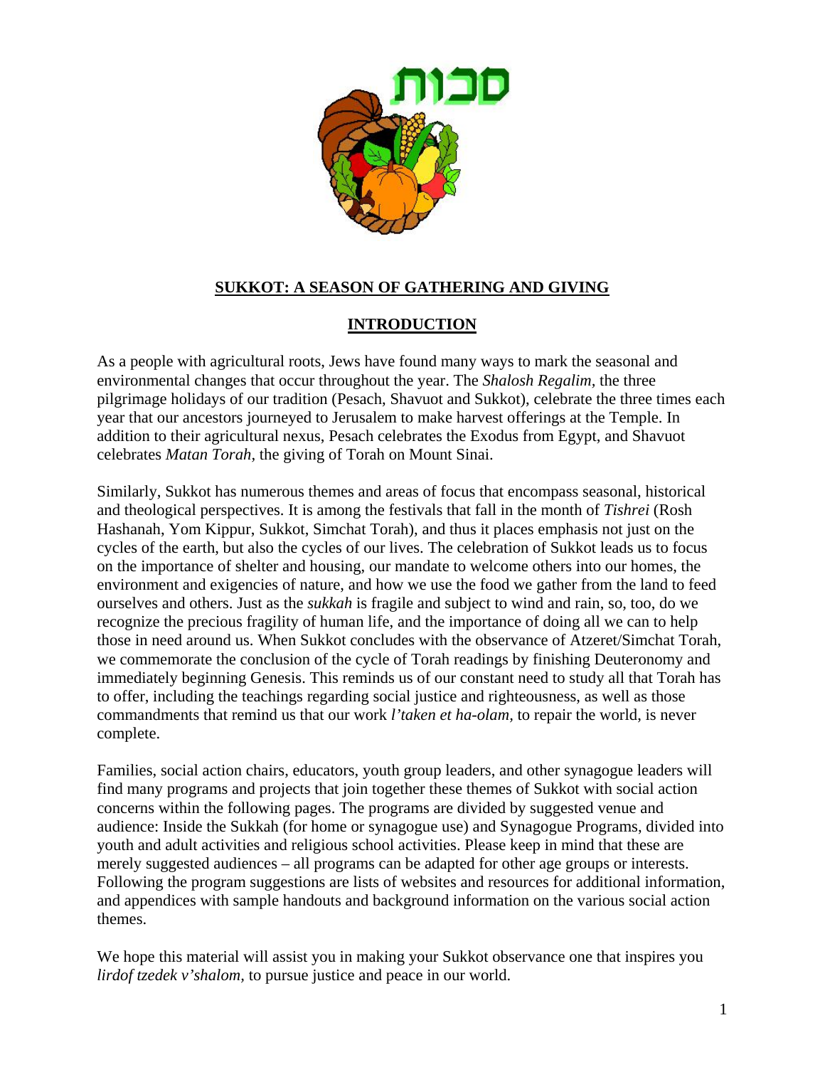סכות

# SUKKOT: A SEASON OF GATHERING AND GIVING

## INTRODUCTION

As a people with agricultural roots, Jews have found many ways to mark the seasonal and environmental changes that occur throughout the year. The *Shalosh Regalim,* the three pilgrimage holidays of our tradition (Pesach, Shavuot and Sukkot), celebrate the three times each year that our ancestors journeyed to Jerusalem to make harvest offerings at the Temple. In addition to their agricultural nexus, Pesach celebrates the Exodus from Egypt, and Shavuot celebrates *Matan Torah,* the giving of Torah on Mount Sinai.

Similarly, Sukkot has numerous themes and areas of focus that encompass seasonal, historical and theological perspectives. It is among the festivals that fall in the month of *Tishrei* (Rosh Hashanah, Yom Kippur, Sukkot, Simchat Torah), and thus it places emphasis not just on the cycles of the earth, but also the cycles of our lives. The celebration of Sukkot leads us to focus on the importance of shelter and housing, our mandate to welcome others into our homes, the environment and exigencies of nature, and how we use the food we gather from the land to feed ourselves and others. Just as the *sukkah* is fragile and subject to wind and rain, so, too, do we recognize the precious fragility of human life, and the importance of doing all we can to help those in need around us. When Sukkot concludes with the observance of Atzeret/Simchat Torah, we commemorate the conclusion of the cycle of Torah readings by finishing Deuteronomy and immediately beginning Genesis. This reminds us of our constant need to study all that Torah has to offer, including the teachings regarding social justice and righteousness, as well as those commandments that remind us that our work *l'taken et ha-olam,* to repair the world, is never complete.

Families, social action chairs, educators, youth group leaders, and other synagogue leaders will find many programs and projects that join together these themes of Sukkot with social action concerns within the following pages. The programs are divided by suggested venue and audience: Inside the Sukkah (for home or synagogue use) and Synagogue Programs, divided into youth and adult activities and religious school activities. Please keep in mind that these are merely suggested audiences – all programs can be adapted for other age groups or interests. Following the program suggestions are lists of websites and resources for additional information, and appendices with sample handouts and background information on the various social action themes.

We hope this material will assist you in making your Sukkot observance one that inspires you *lirdof tzedek v'shalom,* to pursue justice and peace in our world.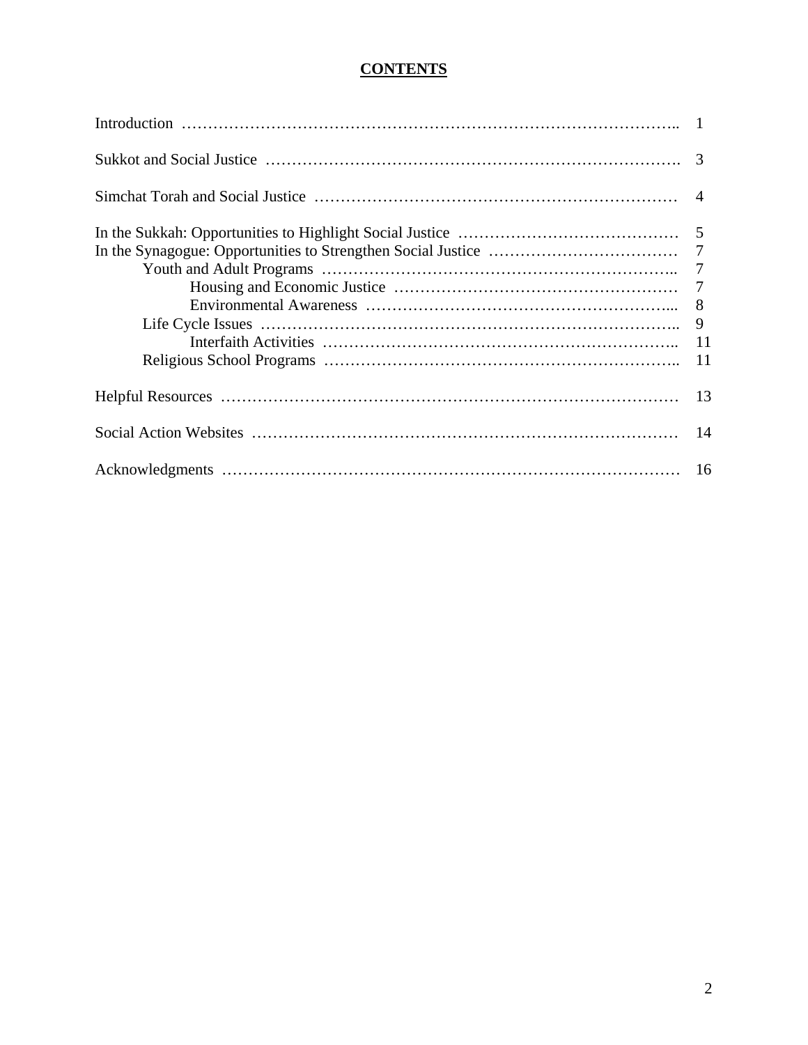# CONTENTS

| | |
|---|---|
| Introduction | 1 |
| Sukkot and Social Justice | 3 |
| Simchat Torah and Social Justice | 4 |
| In the Sukkah: Opportunities to Highlight Social Justice | 5 |
| In the Synagogue: Opportunities to Strengthen Social Justice | 7 |
| Youth and Adult Programs | 7 |
| Housing and Economic Justice | 7 |
| Environmental Awareness | 8 |
| Life Cycle Issues | 9 |
| Interfaith Activities | 11 |
| Religious School Programs | 11 |
| Helpful Resources | 13 |
| Social Action Websites | 14 |
| Acknowledgments | 16 |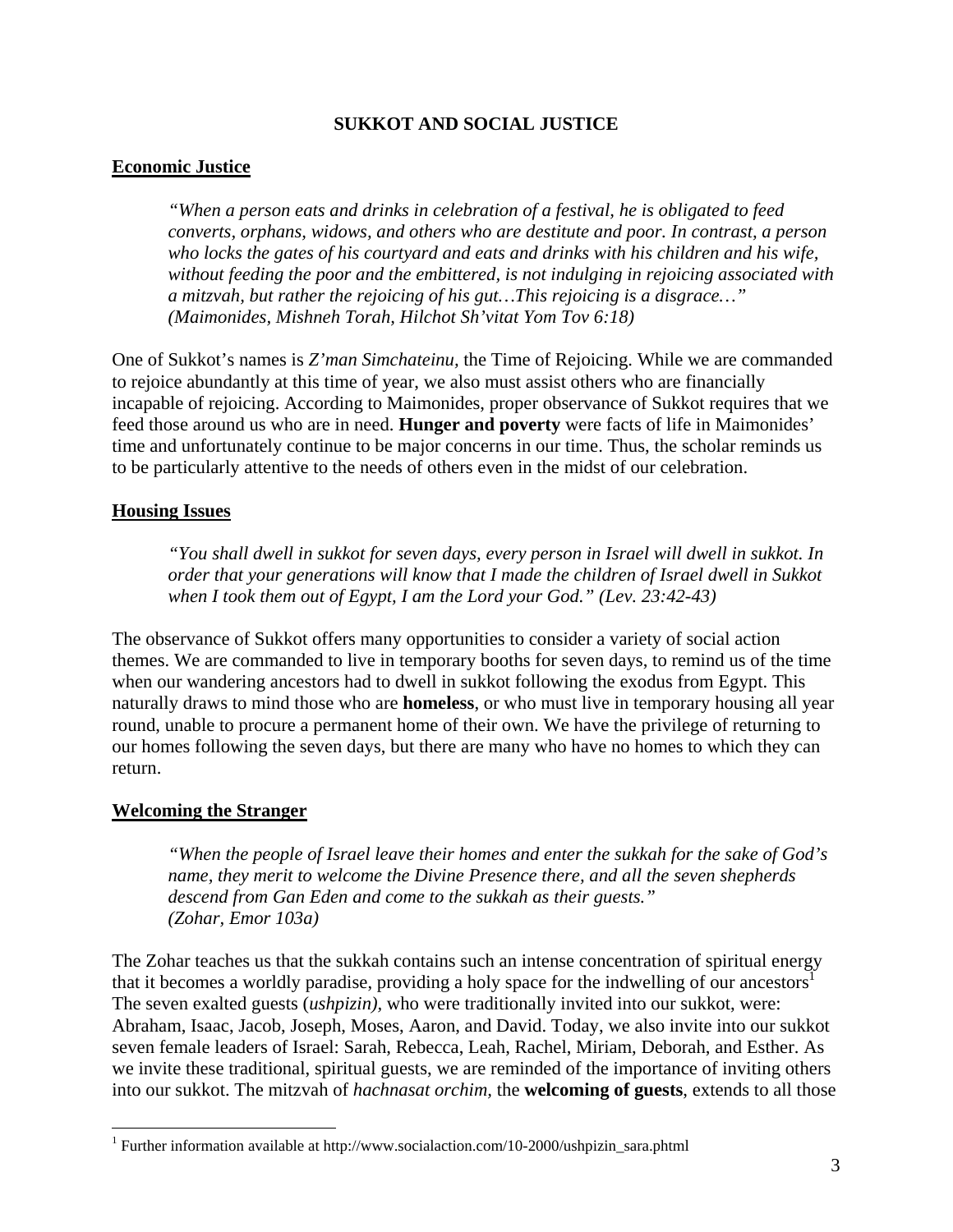# SUKKOT AND SOCIAL JUSTICE

## Economic Justice

> *"When a person eats and drinks in celebration of a festival, he is obligated to feed converts, orphans, widows, and others who are destitute and poor. In contrast, a person who locks the gates of his courtyard and eats and drinks with his children and his wife, without feeding the poor and the embittered, is not indulging in rejoicing associated with a mitzvah, but rather the rejoicing of his gut…This rejoicing is a disgrace…" (Maimonides, Mishneh Torah, Hilchot Sh'vitat Yom Tov 6:18)*

One of Sukkot's names is *Z'man Simchateinu,* the Time of Rejoicing. While we are commanded to rejoice abundantly at this time of year, we also must assist others who are financially incapable of rejoicing. According to Maimonides, proper observance of Sukkot requires that we feed those around us who are in need. **Hunger and poverty** were facts of life in Maimonides' time and unfortunately continue to be major concerns in our time. Thus, the scholar reminds us to be particularly attentive to the needs of others even in the midst of our celebration.

## Housing Issues

> *"You shall dwell in sukkot for seven days, every person in Israel will dwell in sukkot. In order that your generations will know that I made the children of Israel dwell in Sukkot when I took them out of Egypt, I am the Lord your God." (Lev. 23:42-43)*

The observance of Sukkot offers many opportunities to consider a variety of social action themes. We are commanded to live in temporary booths for seven days, to remind us of the time when our wandering ancestors had to dwell in sukkot following the exodus from Egypt. This naturally draws to mind those who are **homeless**, or who must live in temporary housing all year round, unable to procure a permanent home of their own. We have the privilege of returning to our homes following the seven days, but there are many who have no homes to which they can return.

## Welcoming the Stranger

> *"When the people of Israel leave their homes and enter the sukkah for the sake of God's name, they merit to welcome the Divine Presence there, and all the seven shepherds descend from Gan Eden and come to the sukkah as their guests." (Zohar, Emor 103a)*

The Zohar teaches us that the sukkah contains such an intense concentration of spiritual energy that it becomes a worldly paradise, providing a holy space for the indwelling of our ancestors[1] The seven exalted guests (*ushpizin),* who were traditionally invited into our sukkot, were: Abraham, Isaac, Jacob, Joseph, Moses, Aaron, and David. Today, we also invite into our sukkot seven female leaders of Israel: Sarah, Rebecca, Leah, Rachel, Miriam, Deborah, and Esther. As we invite these traditional, spiritual guests, we are reminded of the importance of inviting others into our sukkot. The mitzvah of *hachnasat orchim,* the **welcoming of guests**, extends to all those

---

[1] Further information available at http://www.socialaction.com/10-2000/ushpizin_sara.phtml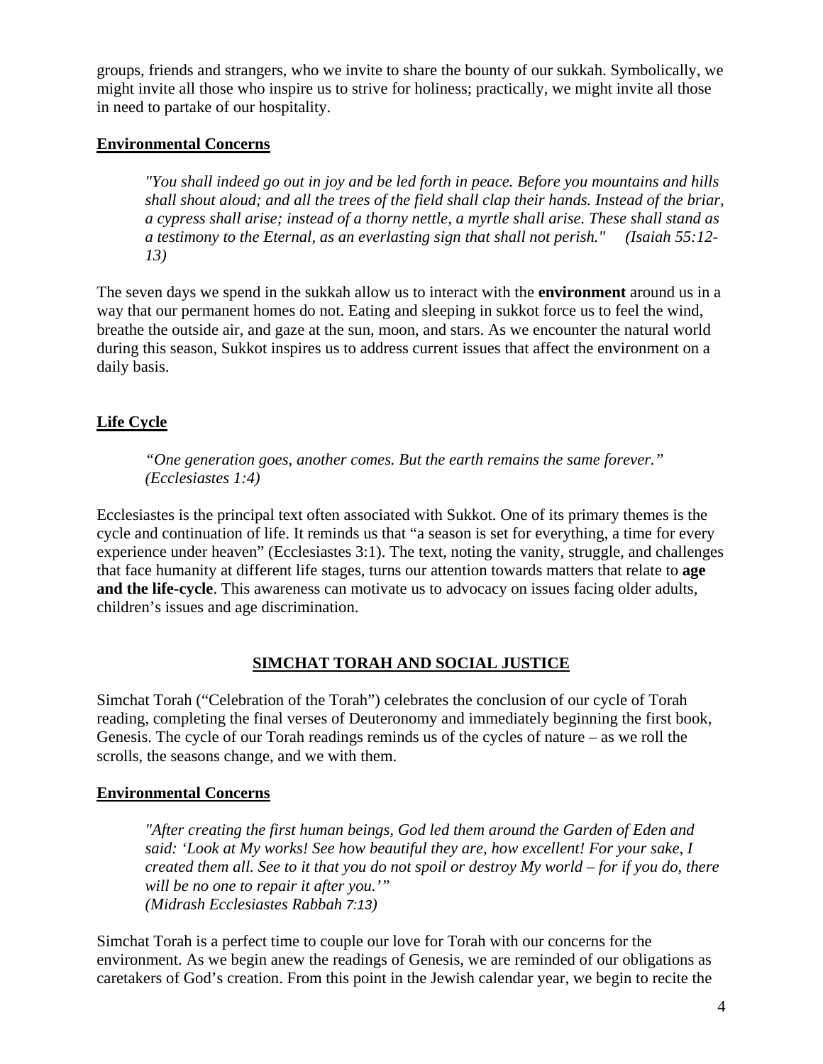groups, friends and strangers, who we invite to share the bounty of our sukkah. Symbolically, we might invite all those who inspire us to strive for holiness; practically, we might invite all those in need to partake of our hospitality.

**Environmental Concerns**

> *"You shall indeed go out in joy and be led forth in peace. Before you mountains and hills shall shout aloud; and all the trees of the field shall clap their hands. Instead of the briar, a cypress shall arise; instead of a thorny nettle, a myrtle shall arise. These shall stand as a testimony to the Eternal, as an everlasting sign that shall not perish." (Isaiah 55:12-13)*

The seven days we spend in the sukkah allow us to interact with the **environment** around us in a way that our permanent homes do not. Eating and sleeping in sukkot force us to feel the wind, breathe the outside air, and gaze at the sun, moon, and stars. As we encounter the natural world during this season, Sukkot inspires us to address current issues that affect the environment on a daily basis.

**Life Cycle**

> *"One generation goes, another comes. But the earth remains the same forever." (Ecclesiastes 1:4)*

Ecclesiastes is the principal text often associated with Sukkot. One of its primary themes is the cycle and continuation of life. It reminds us that "a season is set for everything, a time for every experience under heaven" (Ecclesiastes 3:1). The text, noting the vanity, struggle, and challenges that face humanity at different life stages, turns our attention towards matters that relate to **age and the life-cycle**. This awareness can motivate us to advocacy on issues facing older adults, children's issues and age discrimination.

## SIMCHAT TORAH AND SOCIAL JUSTICE

Simchat Torah ("Celebration of the Torah") celebrates the conclusion of our cycle of Torah reading, completing the final verses of Deuteronomy and immediately beginning the first book, Genesis. The cycle of our Torah readings reminds us of the cycles of nature – as we roll the scrolls, the seasons change, and we with them.

**Environmental Concerns**

> *"After creating the first human beings, God led them around the Garden of Eden and said: 'Look at My works! See how beautiful they are, how excellent! For your sake, I created them all. See to it that you do not spoil or destroy My world – for if you do, there will be no one to repair it after you.'"*
> *(Midrash Ecclesiastes Rabbah 7:13)*

Simchat Torah is a perfect time to couple our love for Torah with our concerns for the environment. As we begin anew the readings of Genesis, we are reminded of our obligations as caretakers of God's creation. From this point in the Jewish calendar year, we begin to recite the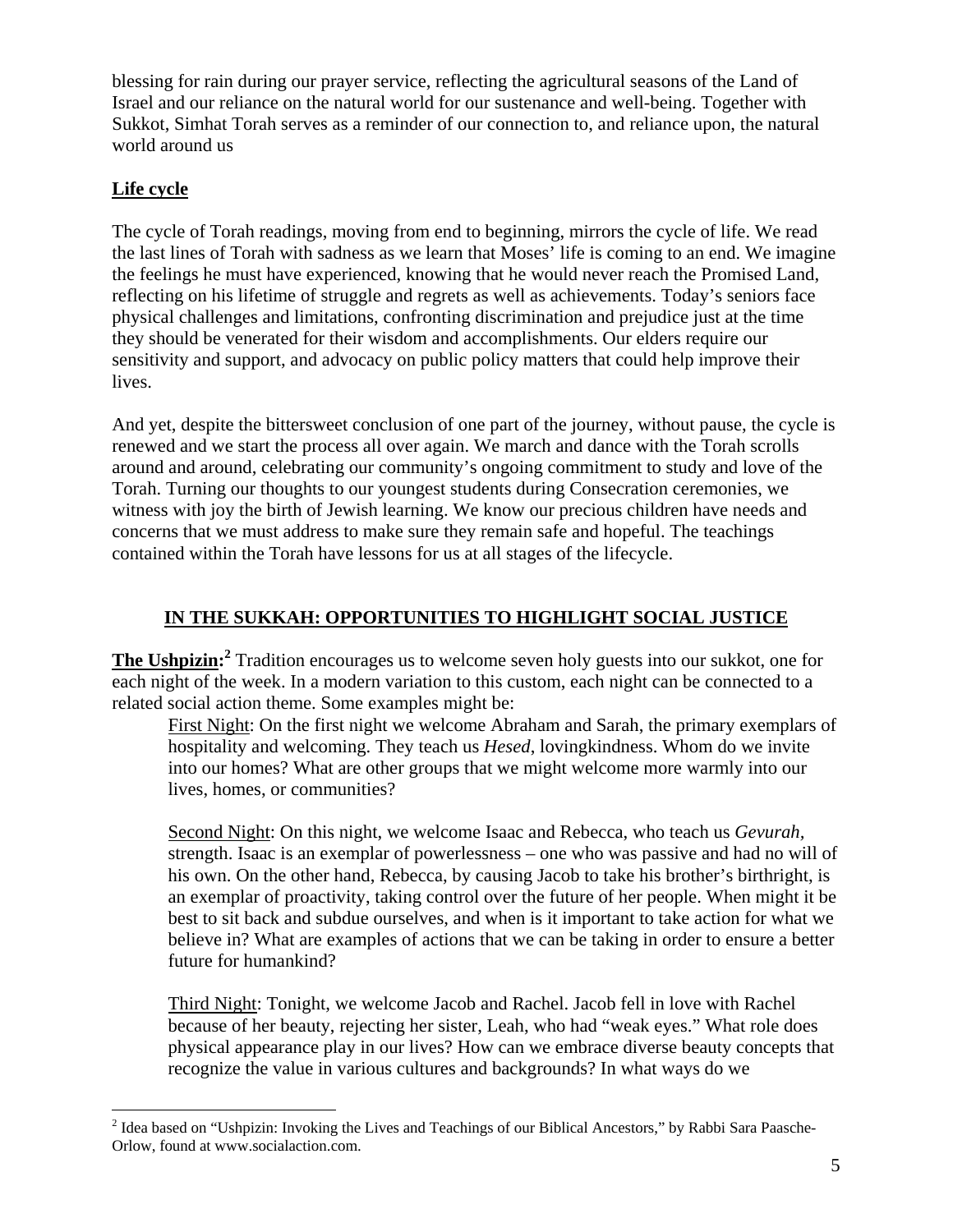blessing for rain during our prayer service, reflecting the agricultural seasons of the Land of Israel and our reliance on the natural world for our sustenance and well-being. Together with Sukkot, Simhat Torah serves as a reminder of our connection to, and reliance upon, the natural world around us

**Life cycle**

The cycle of Torah readings, moving from end to beginning, mirrors the cycle of life. We read the last lines of Torah with sadness as we learn that Moses' life is coming to an end. We imagine the feelings he must have experienced, knowing that he would never reach the Promised Land, reflecting on his lifetime of struggle and regrets as well as achievements. Today's seniors face physical challenges and limitations, confronting discrimination and prejudice just at the time they should be venerated for their wisdom and accomplishments. Our elders require our sensitivity and support, and advocacy on public policy matters that could help improve their lives.

And yet, despite the bittersweet conclusion of one part of the journey, without pause, the cycle is renewed and we start the process all over again. We march and dance with the Torah scrolls around and around, celebrating our community's ongoing commitment to study and love of the Torah. Turning our thoughts to our youngest students during Consecration ceremonies, we witness with joy the birth of Jewish learning. We know our precious children have needs and concerns that we must address to make sure they remain safe and hopeful. The teachings contained within the Torah have lessons for us at all stages of the lifecycle.

## IN THE SUKKAH: OPPORTUNITIES TO HIGHLIGHT SOCIAL JUSTICE

**The Ushpizin:**[2] Tradition encourages us to welcome seven holy guests into our sukkot, one for each night of the week. In a modern variation to this custom, each night can be connected to a related social action theme. Some examples might be:

First Night: On the first night we welcome Abraham and Sarah, the primary exemplars of hospitality and welcoming. They teach us *Hesed*, lovingkindness. Whom do we invite into our homes? What are other groups that we might welcome more warmly into our lives, homes, or communities?

Second Night: On this night, we welcome Isaac and Rebecca, who teach us *Gevurah,* strength. Isaac is an exemplar of powerlessness – one who was passive and had no will of his own. On the other hand, Rebecca, by causing Jacob to take his brother's birthright, is an exemplar of proactivity, taking control over the future of her people. When might it be best to sit back and subdue ourselves, and when is it important to take action for what we believe in? What are examples of actions that we can be taking in order to ensure a better future for humankind?

Third Night: Tonight, we welcome Jacob and Rachel. Jacob fell in love with Rachel because of her beauty, rejecting her sister, Leah, who had "weak eyes." What role does physical appearance play in our lives? How can we embrace diverse beauty concepts that recognize the value in various cultures and backgrounds? In what ways do we

---

[2] Idea based on "Ushpizin: Invoking the Lives and Teachings of our Biblical Ancestors," by Rabbi Sara Paasche-Orlow, found at www.socialaction.com.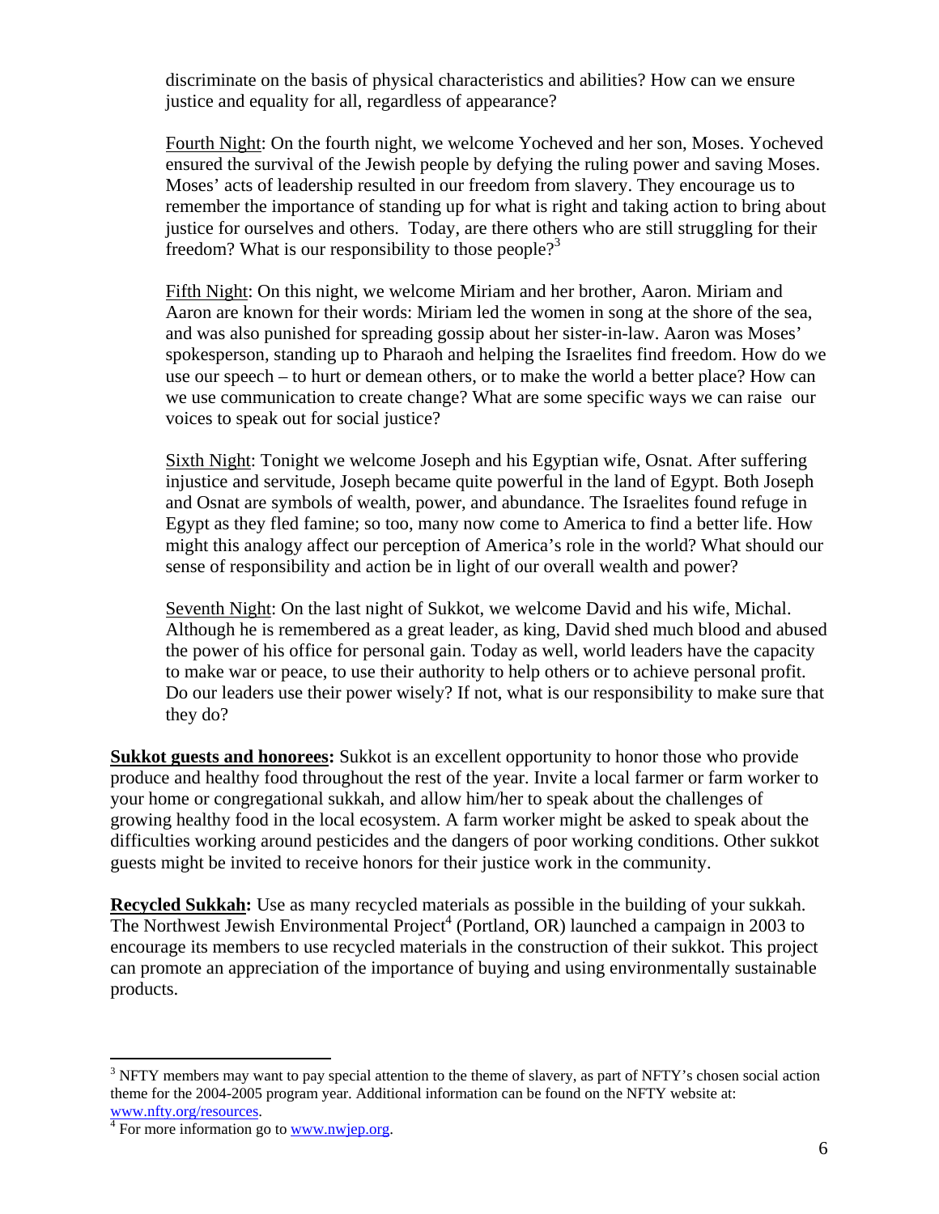discriminate on the basis of physical characteristics and abilities? How can we ensure justice and equality for all, regardless of appearance?

Fourth Night: On the fourth night, we welcome Yocheved and her son, Moses. Yocheved ensured the survival of the Jewish people by defying the ruling power and saving Moses. Moses' acts of leadership resulted in our freedom from slavery. They encourage us to remember the importance of standing up for what is right and taking action to bring about justice for ourselves and others. Today, are there others who are still struggling for their freedom? What is our responsibility to those people?[3]

Fifth Night: On this night, we welcome Miriam and her brother, Aaron. Miriam and Aaron are known for their words: Miriam led the women in song at the shore of the sea, and was also punished for spreading gossip about her sister-in-law. Aaron was Moses' spokesperson, standing up to Pharaoh and helping the Israelites find freedom. How do we use our speech – to hurt or demean others, or to make the world a better place? How can we use communication to create change? What are some specific ways we can raise our voices to speak out for social justice?

Sixth Night: Tonight we welcome Joseph and his Egyptian wife, Osnat. After suffering injustice and servitude, Joseph became quite powerful in the land of Egypt. Both Joseph and Osnat are symbols of wealth, power, and abundance. The Israelites found refuge in Egypt as they fled famine; so too, many now come to America to find a better life. How might this analogy affect our perception of America's role in the world? What should our sense of responsibility and action be in light of our overall wealth and power?

Seventh Night: On the last night of Sukkot, we welcome David and his wife, Michal. Although he is remembered as a great leader, as king, David shed much blood and abused the power of his office for personal gain. Today as well, world leaders have the capacity to make war or peace, to use their authority to help others or to achieve personal profit. Do our leaders use their power wisely? If not, what is our responsibility to make sure that they do?

**Sukkot guests and honorees:** Sukkot is an excellent opportunity to honor those who provide produce and healthy food throughout the rest of the year. Invite a local farmer or farm worker to your home or congregational sukkah, and allow him/her to speak about the challenges of growing healthy food in the local ecosystem. A farm worker might be asked to speak about the difficulties working around pesticides and the dangers of poor working conditions. Other sukkot guests might be invited to receive honors for their justice work in the community.

**Recycled Sukkah:** Use as many recycled materials as possible in the building of your sukkah. The Northwest Jewish Environmental Project[4] (Portland, OR) launched a campaign in 2003 to encourage its members to use recycled materials in the construction of their sukkot. This project can promote an appreciation of the importance of buying and using environmentally sustainable products.

---

[3] NFTY members may want to pay special attention to the theme of slavery, as part of NFTY's chosen social action theme for the 2004-2005 program year. Additional information can be found on the NFTY website at: www.nfty.org/resources.

[4] For more information go to www.nwjep.org.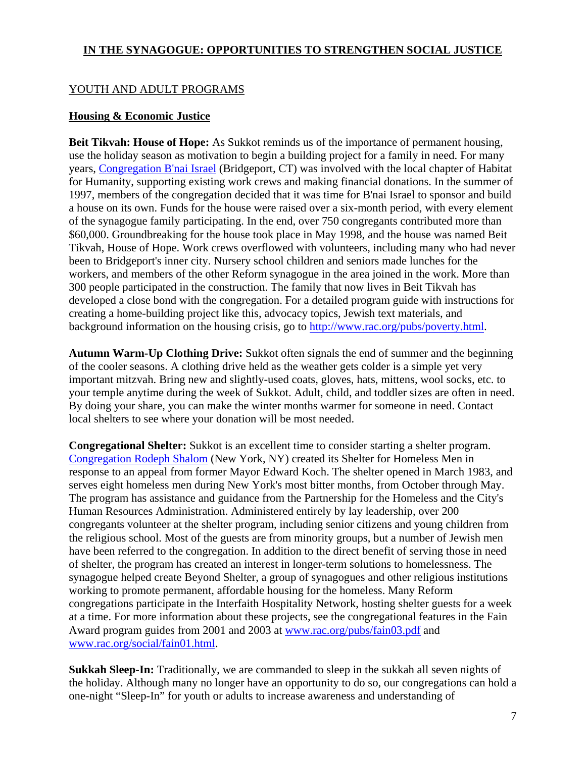## IN THE SYNAGOGUE: OPPORTUNITIES TO STRENGTHEN SOCIAL JUSTICE

### YOUTH AND ADULT PROGRAMS

#### Housing & Economic Justice

**Beit Tikvah: House of Hope:** As Sukkot reminds us of the importance of permanent housing, use the holiday season as motivation to begin a building project for a family in need. For many years, [Congregation B'nai Israel](#) (Bridgeport, CT) was involved with the local chapter of Habitat for Humanity, supporting existing work crews and making financial donations. In the summer of 1997, members of the congregation decided that it was time for B'nai Israel to sponsor and build a house on its own. Funds for the house were raised over a six-month period, with every element of the synagogue family participating. In the end, over 750 congregants contributed more than $60,000. Groundbreaking for the house took place in May 1998, and the house was named Beit Tikvah, House of Hope. Work crews overflowed with volunteers, including many who had never been to Bridgeport's inner city. Nursery school children and seniors made lunches for the workers, and members of the other Reform synagogue in the area joined in the work. More than 300 people participated in the construction. The family that now lives in Beit Tikvah has developed a close bond with the congregation. For a detailed program guide with instructions for creating a home-building project like this, advocacy topics, Jewish text materials, and background information on the housing crisis, go to [http://www.rac.org/pubs/poverty.html](http://www.rac.org/pubs/poverty.html).

**Autumn Warm-Up Clothing Drive:** Sukkot often signals the end of summer and the beginning of the cooler seasons. A clothing drive held as the weather gets colder is a simple yet very important mitzvah. Bring new and slightly-used coats, gloves, hats, mittens, wool socks, etc. to your temple anytime during the week of Sukkot. Adult, child, and toddler sizes are often in need. By doing your share, you can make the winter months warmer for someone in need. Contact local shelters to see where your donation will be most needed.

**Congregational Shelter:** Sukkot is an excellent time to consider starting a shelter program. [Congregation Rodeph Shalom](#) (New York, NY) created its Shelter for Homeless Men in response to an appeal from former Mayor Edward Koch. The shelter opened in March 1983, and serves eight homeless men during New York's most bitter months, from October through May. The program has assistance and guidance from the Partnership for the Homeless and the City's Human Resources Administration. Administered entirely by lay leadership, over 200 congregants volunteer at the shelter program, including senior citizens and young children from the religious school. Most of the guests are from minority groups, but a number of Jewish men have been referred to the congregation. In addition to the direct benefit of serving those in need of shelter, the program has created an interest in longer-term solutions to homelessness. The synagogue helped create Beyond Shelter, a group of synagogues and other religious institutions working to promote permanent, affordable housing for the homeless. Many Reform congregations participate in the Interfaith Hospitality Network, hosting shelter guests for a week at a time. For more information about these projects, see the congregational features in the Fain Award program guides from 2001 and 2003 at [www.rac.org/pubs/fain03.pdf](http://www.rac.org/pubs/fain03.pdf) and [www.rac.org/social/fain01.html](http://www.rac.org/social/fain01.html).

**Sukkah Sleep-In:** Traditionally, we are commanded to sleep in the sukkah all seven nights of the holiday. Although many no longer have an opportunity to do so, our congregations can hold a one-night "Sleep-In" for youth or adults to increase awareness and understanding of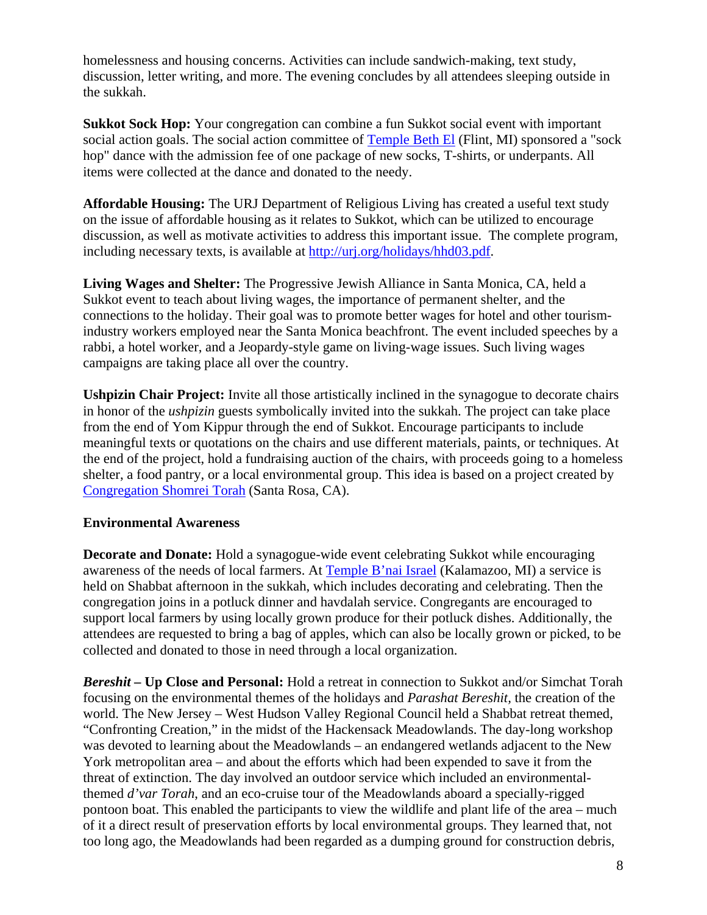homelessness and housing concerns. Activities can include sandwich-making, text study, discussion, letter writing, and more. The evening concludes by all attendees sleeping outside in the sukkah.

**Sukkot Sock Hop:** Your congregation can combine a fun Sukkot social event with important social action goals. The social action committee of Temple Beth El (Flint, MI) sponsored a "sock hop" dance with the admission fee of one package of new socks, T-shirts, or underpants. All items were collected at the dance and donated to the needy.

**Affordable Housing:** The URJ Department of Religious Living has created a useful text study on the issue of affordable housing as it relates to Sukkot, which can be utilized to encourage discussion, as well as motivate activities to address this important issue. The complete program, including necessary texts, is available at http://urj.org/holidays/hhd03.pdf.

**Living Wages and Shelter:** The Progressive Jewish Alliance in Santa Monica, CA, held a Sukkot event to teach about living wages, the importance of permanent shelter, and the connections to the holiday. Their goal was to promote better wages for hotel and other tourism-industry workers employed near the Santa Monica beachfront. The event included speeches by a rabbi, a hotel worker, and a Jeopardy-style game on living-wage issues. Such living wages campaigns are taking place all over the country.

**Ushpizin Chair Project:** Invite all those artistically inclined in the synagogue to decorate chairs in honor of the *ushpizin* guests symbolically invited into the sukkah. The project can take place from the end of Yom Kippur through the end of Sukkot. Encourage participants to include meaningful texts or quotations on the chairs and use different materials, paints, or techniques. At the end of the project, hold a fundraising auction of the chairs, with proceeds going to a homeless shelter, a food pantry, or a local environmental group. This idea is based on a project created by Congregation Shomrei Torah (Santa Rosa, CA).

**Environmental Awareness**

**Decorate and Donate:** Hold a synagogue-wide event celebrating Sukkot while encouraging awareness of the needs of local farmers. At Temple B'nai Israel (Kalamazoo, MI) a service is held on Shabbat afternoon in the sukkah, which includes decorating and celebrating. Then the congregation joins in a potluck dinner and havdalah service. Congregants are encouraged to support local farmers by using locally grown produce for their potluck dishes. Additionally, the attendees are requested to bring a bag of apples, which can also be locally grown or picked, to be collected and donated to those in need through a local organization.

***Bereshit* – Up Close and Personal:** Hold a retreat in connection to Sukkot and/or Simchat Torah focusing on the environmental themes of the holidays and *Parashat Bereshit*, the creation of the world. The New Jersey – West Hudson Valley Regional Council held a Shabbat retreat themed, "Confronting Creation," in the midst of the Hackensack Meadowlands. The day-long workshop was devoted to learning about the Meadowlands – an endangered wetlands adjacent to the New York metropolitan area – and about the efforts which had been expended to save it from the threat of extinction. The day involved an outdoor service which included an environmental-themed *d'var Torah*, and an eco-cruise tour of the Meadowlands aboard a specially-rigged pontoon boat. This enabled the participants to view the wildlife and plant life of the area – much of it a direct result of preservation efforts by local environmental groups. They learned that, not too long ago, the Meadowlands had been regarded as a dumping ground for construction debris,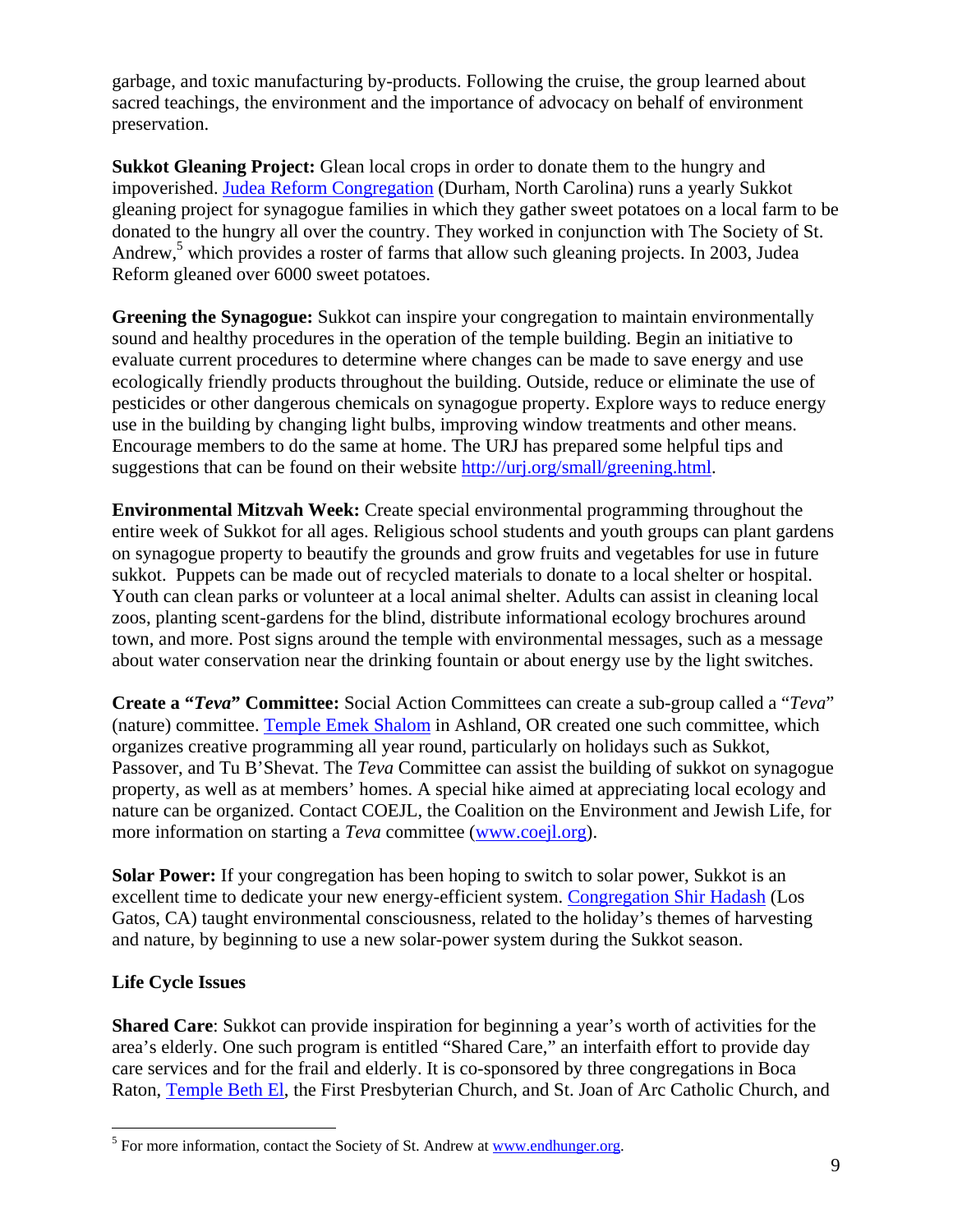garbage, and toxic manufacturing by-products. Following the cruise, the group learned about sacred teachings, the environment and the importance of advocacy on behalf of environment preservation.

**Sukkot Gleaning Project:** Glean local crops in order to donate them to the hungry and impoverished. Judea Reform Congregation (Durham, North Carolina) runs a yearly Sukkot gleaning project for synagogue families in which they gather sweet potatoes on a local farm to be donated to the hungry all over the country. They worked in conjunction with The Society of St. Andrew,[5] which provides a roster of farms that allow such gleaning projects. In 2003, Judea Reform gleaned over 6000 sweet potatoes.

**Greening the Synagogue:** Sukkot can inspire your congregation to maintain environmentally sound and healthy procedures in the operation of the temple building. Begin an initiative to evaluate current procedures to determine where changes can be made to save energy and use ecologically friendly products throughout the building. Outside, reduce or eliminate the use of pesticides or other dangerous chemicals on synagogue property. Explore ways to reduce energy use in the building by changing light bulbs, improving window treatments and other means. Encourage members to do the same at home. The URJ has prepared some helpful tips and suggestions that can be found on their website http://urj.org/small/greening.html.

**Environmental Mitzvah Week:** Create special environmental programming throughout the entire week of Sukkot for all ages. Religious school students and youth groups can plant gardens on synagogue property to beautify the grounds and grow fruits and vegetables for use in future sukkot. Puppets can be made out of recycled materials to donate to a local shelter or hospital. Youth can clean parks or volunteer at a local animal shelter. Adults can assist in cleaning local zoos, planting scent-gardens for the blind, distribute informational ecology brochures around town, and more. Post signs around the temple with environmental messages, such as a message about water conservation near the drinking fountain or about energy use by the light switches.

**Create a "*Teva*" Committee:** Social Action Committees can create a sub-group called a "*Teva*" (nature) committee. Temple Emek Shalom in Ashland, OR created one such committee, which organizes creative programming all year round, particularly on holidays such as Sukkot, Passover, and Tu B'Shevat. The *Teva* Committee can assist the building of sukkot on synagogue property, as well as at members' homes. A special hike aimed at appreciating local ecology and nature can be organized. Contact COEJL, the Coalition on the Environment and Jewish Life, for more information on starting a *Teva* committee (www.coejl.org).

**Solar Power:** If your congregation has been hoping to switch to solar power, Sukkot is an excellent time to dedicate your new energy-efficient system. Congregation Shir Hadash (Los Gatos, CA) taught environmental consciousness, related to the holiday's themes of harvesting and nature, by beginning to use a new solar-power system during the Sukkot season.

### Life Cycle Issues

**Shared Care**: Sukkot can provide inspiration for beginning a year's worth of activities for the area's elderly. One such program is entitled "Shared Care," an interfaith effort to provide day care services and for the frail and elderly. It is co-sponsored by three congregations in Boca Raton, Temple Beth El, the First Presbyterian Church, and St. Joan of Arc Catholic Church, and

---

[5] For more information, contact the Society of St. Andrew at www.endhunger.org.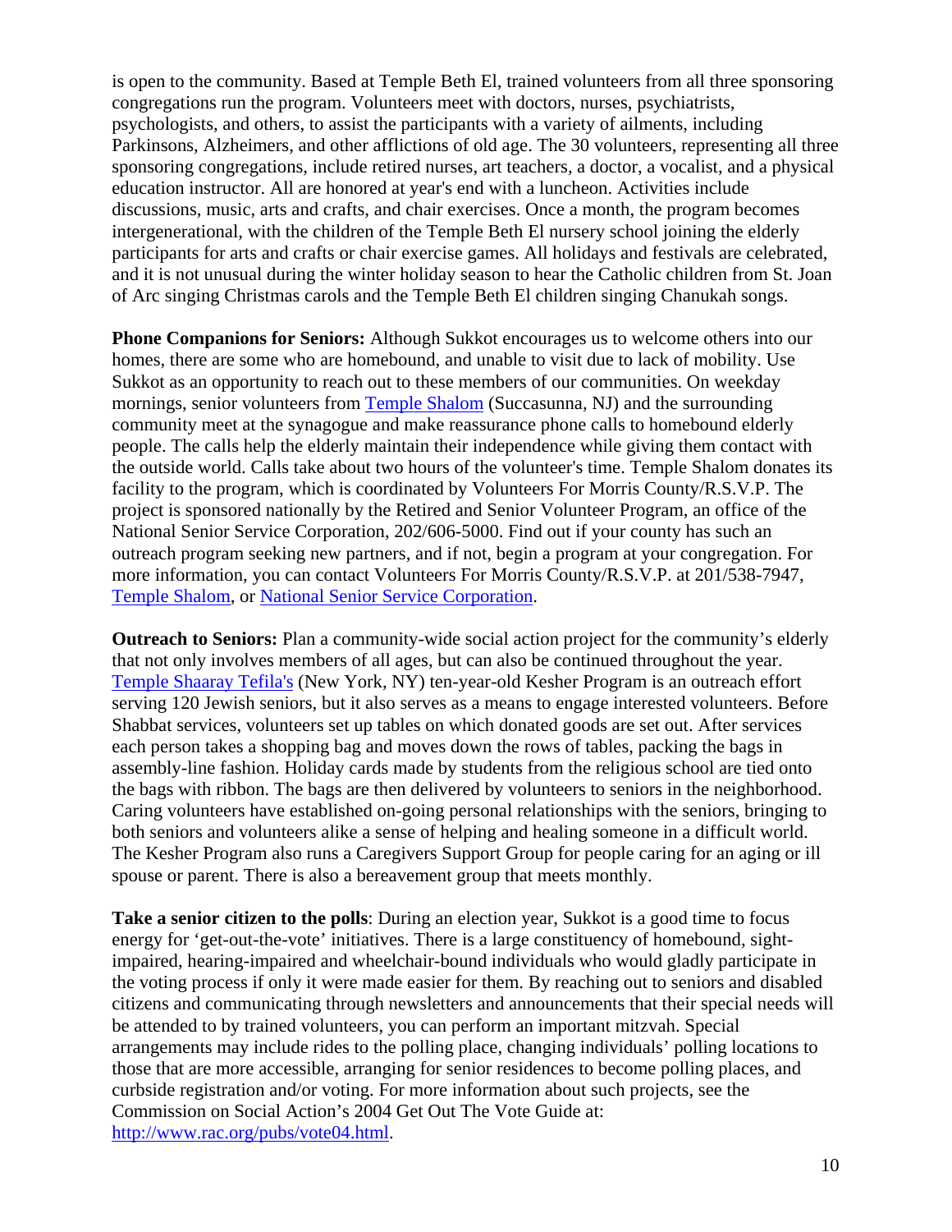is open to the community. Based at Temple Beth El, trained volunteers from all three sponsoring congregations run the program. Volunteers meet with doctors, nurses, psychiatrists, psychologists, and others, to assist the participants with a variety of ailments, including Parkinsons, Alzheimers, and other afflictions of old age. The 30 volunteers, representing all three sponsoring congregations, include retired nurses, art teachers, a doctor, a vocalist, and a physical education instructor. All are honored at year's end with a luncheon. Activities include discussions, music, arts and crafts, and chair exercises. Once a month, the program becomes intergenerational, with the children of the Temple Beth El nursery school joining the elderly participants for arts and crafts or chair exercise games. All holidays and festivals are celebrated, and it is not unusual during the winter holiday season to hear the Catholic children from St. Joan of Arc singing Christmas carols and the Temple Beth El children singing Chanukah songs.

**Phone Companions for Seniors:** Although Sukkot encourages us to welcome others into our homes, there are some who are homebound, and unable to visit due to lack of mobility. Use Sukkot as an opportunity to reach out to these members of our communities. On weekday mornings, senior volunteers from Temple Shalom (Succasunna, NJ) and the surrounding community meet at the synagogue and make reassurance phone calls to homebound elderly people. The calls help the elderly maintain their independence while giving them contact with the outside world. Calls take about two hours of the volunteer's time. Temple Shalom donates its facility to the program, which is coordinated by Volunteers For Morris County/R.S.V.P. The project is sponsored nationally by the Retired and Senior Volunteer Program, an office of the National Senior Service Corporation, 202/606-5000. Find out if your county has such an outreach program seeking new partners, and if not, begin a program at your congregation. For more information, you can contact Volunteers For Morris County/R.S.V.P. at 201/538-7947, Temple Shalom, or National Senior Service Corporation.

**Outreach to Seniors:** Plan a community-wide social action project for the community's elderly that not only involves members of all ages, but can also be continued throughout the year. Temple Shaaray Tefila's (New York, NY) ten-year-old Kesher Program is an outreach effort serving 120 Jewish seniors, but it also serves as a means to engage interested volunteers. Before Shabbat services, volunteers set up tables on which donated goods are set out. After services each person takes a shopping bag and moves down the rows of tables, packing the bags in assembly-line fashion. Holiday cards made by students from the religious school are tied onto the bags with ribbon. The bags are then delivered by volunteers to seniors in the neighborhood. Caring volunteers have established on-going personal relationships with the seniors, bringing to both seniors and volunteers alike a sense of helping and healing someone in a difficult world. The Kesher Program also runs a Caregivers Support Group for people caring for an aging or ill spouse or parent. There is also a bereavement group that meets monthly.

**Take a senior citizen to the polls**: During an election year, Sukkot is a good time to focus energy for 'get-out-the-vote' initiatives. There is a large constituency of homebound, sight-impaired, hearing-impaired and wheelchair-bound individuals who would gladly participate in the voting process if only it were made easier for them. By reaching out to seniors and disabled citizens and communicating through newsletters and announcements that their special needs will be attended to by trained volunteers, you can perform an important mitzvah. Special arrangements may include rides to the polling place, changing individuals' polling locations to those that are more accessible, arranging for senior residences to become polling places, and curbside registration and/or voting. For more information about such projects, see the Commission on Social Action's 2004 Get Out The Vote Guide at: http://www.rac.org/pubs/vote04.html.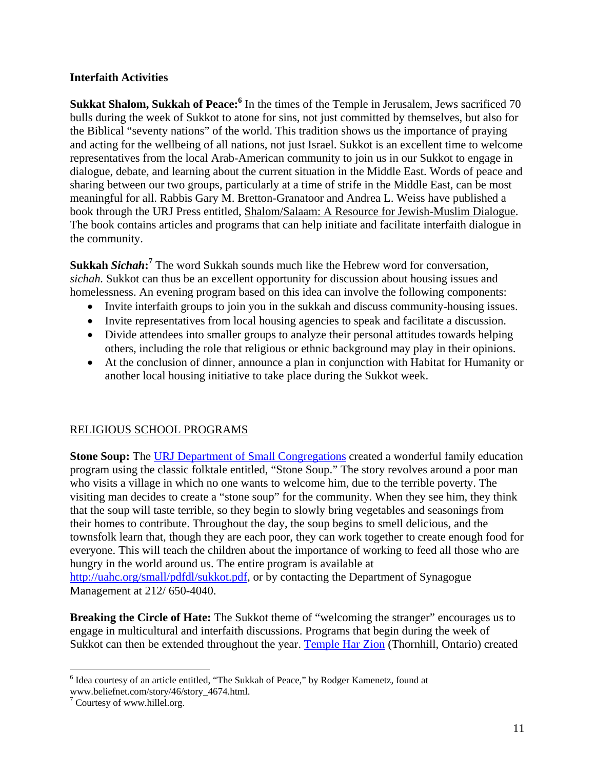**Interfaith Activities**

**Sukkat Shalom, Sukkah of Peace:**[6] In the times of the Temple in Jerusalem, Jews sacrificed 70 bulls during the week of Sukkot to atone for sins, not just committed by themselves, but also for the Biblical "seventy nations" of the world. This tradition shows us the importance of praying and acting for the wellbeing of all nations, not just Israel. Sukkot is an excellent time to welcome representatives from the local Arab-American community to join us in our Sukkot to engage in dialogue, debate, and learning about the current situation in the Middle East. Words of peace and sharing between our two groups, particularly at a time of strife in the Middle East, can be most meaningful for all. Rabbis Gary M. Bretton-Granatoor and Andrea L. Weiss have published a book through the URJ Press entitled, Shalom/Salaam: A Resource for Jewish-Muslim Dialogue. The book contains articles and programs that can help initiate and facilitate interfaith dialogue in the community.

**Sukkah *Sichah*:**[7] The word Sukkah sounds much like the Hebrew word for conversation, *sichah.* Sukkot can thus be an excellent opportunity for discussion about housing issues and homelessness. An evening program based on this idea can involve the following components:

- Invite interfaith groups to join you in the sukkah and discuss community-housing issues.
- Invite representatives from local housing agencies to speak and facilitate a discussion.
- Divide attendees into smaller groups to analyze their personal attitudes towards helping others, including the role that religious or ethnic background may play in their opinions.
- At the conclusion of dinner, announce a plan in conjunction with Habitat for Humanity or another local housing initiative to take place during the Sukkot week.

## RELIGIOUS SCHOOL PROGRAMS

**Stone Soup:** The URJ Department of Small Congregations created a wonderful family education program using the classic folktale entitled, "Stone Soup." The story revolves around a poor man who visits a village in which no one wants to welcome him, due to the terrible poverty. The visiting man decides to create a "stone soup" for the community. When they see him, they think that the soup will taste terrible, so they begin to slowly bring vegetables and seasonings from their homes to contribute. Throughout the day, the soup begins to smell delicious, and the townsfolk learn that, though they are each poor, they can work together to create enough food for everyone. This will teach the children about the importance of working to feed all those who are hungry in the world around us. The entire program is available at http://uahc.org/small/pdfdl/sukkot.pdf, or by contacting the Department of Synagogue Management at 212/ 650-4040.

**Breaking the Circle of Hate:** The Sukkot theme of "welcoming the stranger" encourages us to engage in multicultural and interfaith discussions. Programs that begin during the week of Sukkot can then be extended throughout the year. Temple Har Zion (Thornhill, Ontario) created

---

[6] Idea courtesy of an article entitled, "The Sukkah of Peace," by Rodger Kamenetz, found at www.beliefnet.com/story/46/story_4674.html.

[7] Courtesy of www.hillel.org.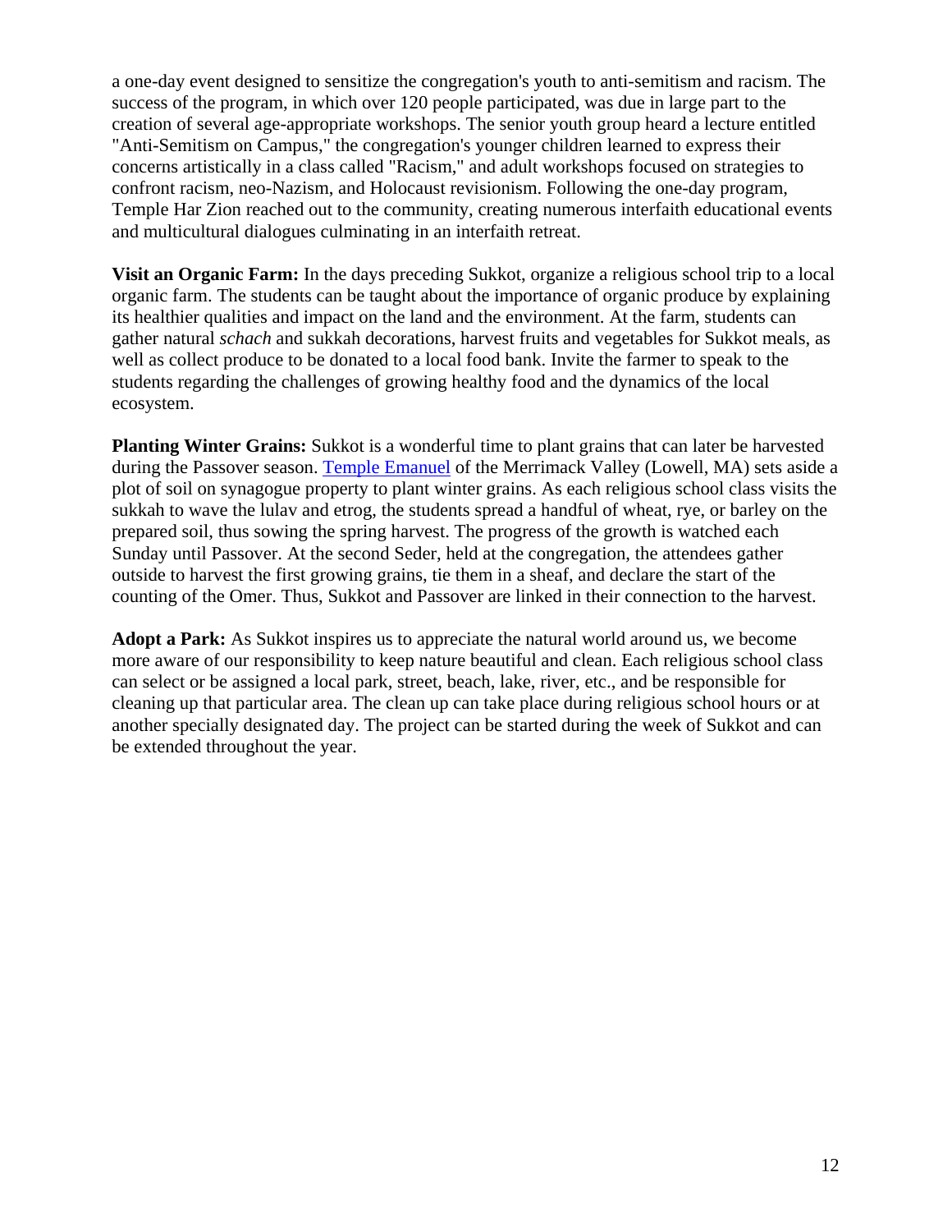a one-day event designed to sensitize the congregation's youth to anti-semitism and racism. The success of the program, in which over 120 people participated, was due in large part to the creation of several age-appropriate workshops. The senior youth group heard a lecture entitled "Anti-Semitism on Campus," the congregation's younger children learned to express their concerns artistically in a class called "Racism," and adult workshops focused on strategies to confront racism, neo-Nazism, and Holocaust revisionism. Following the one-day program, Temple Har Zion reached out to the community, creating numerous interfaith educational events and multicultural dialogues culminating in an interfaith retreat.

**Visit an Organic Farm:** In the days preceding Sukkot, organize a religious school trip to a local organic farm. The students can be taught about the importance of organic produce by explaining its healthier qualities and impact on the land and the environment. At the farm, students can gather natural *schach* and sukkah decorations, harvest fruits and vegetables for Sukkot meals, as well as collect produce to be donated to a local food bank. Invite the farmer to speak to the students regarding the challenges of growing healthy food and the dynamics of the local ecosystem.

**Planting Winter Grains:** Sukkot is a wonderful time to plant grains that can later be harvested during the Passover season. Temple Emanuel of the Merrimack Valley (Lowell, MA) sets aside a plot of soil on synagogue property to plant winter grains. As each religious school class visits the sukkah to wave the lulav and etrog, the students spread a handful of wheat, rye, or barley on the prepared soil, thus sowing the spring harvest. The progress of the growth is watched each Sunday until Passover. At the second Seder, held at the congregation, the attendees gather outside to harvest the first growing grains, tie them in a sheaf, and declare the start of the counting of the Omer. Thus, Sukkot and Passover are linked in their connection to the harvest.

**Adopt a Park:** As Sukkot inspires us to appreciate the natural world around us, we become more aware of our responsibility to keep nature beautiful and clean. Each religious school class can select or be assigned a local park, street, beach, lake, river, etc., and be responsible for cleaning up that particular area. The clean up can take place during religious school hours or at another specially designated day. The project can be started during the week of Sukkot and can be extended throughout the year.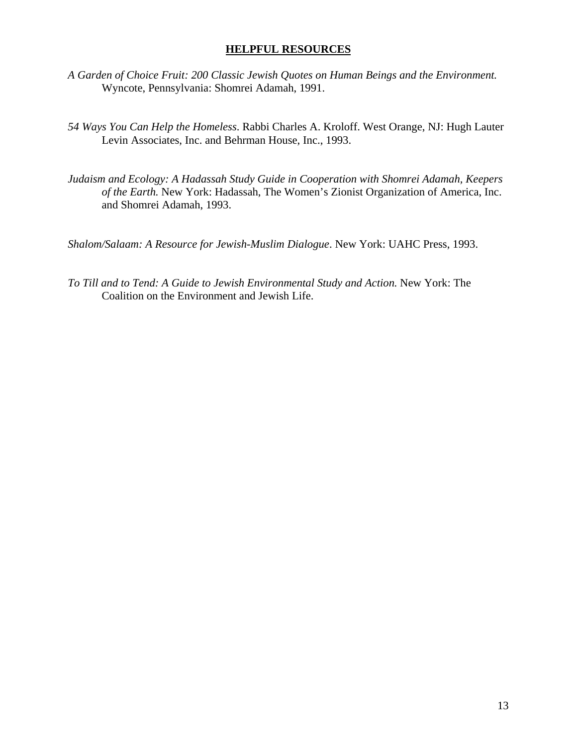## HELPFUL RESOURCES

*A Garden of Choice Fruit: 200 Classic Jewish Quotes on Human Beings and the Environment.* Wyncote, Pennsylvania: Shomrei Adamah, 1991.

*54 Ways You Can Help the Homeless*. Rabbi Charles A. Kroloff. West Orange, NJ: Hugh Lauter Levin Associates, Inc. and Behrman House, Inc., 1993.

*Judaism and Ecology: A Hadassah Study Guide in Cooperation with Shomrei Adamah, Keepers of the Earth.* New York: Hadassah, The Women's Zionist Organization of America, Inc. and Shomrei Adamah, 1993.

*Shalom/Salaam: A Resource for Jewish-Muslim Dialogue*. New York: UAHC Press, 1993.

*To Till and to Tend: A Guide to Jewish Environmental Study and Action.* New York: The Coalition on the Environment and Jewish Life.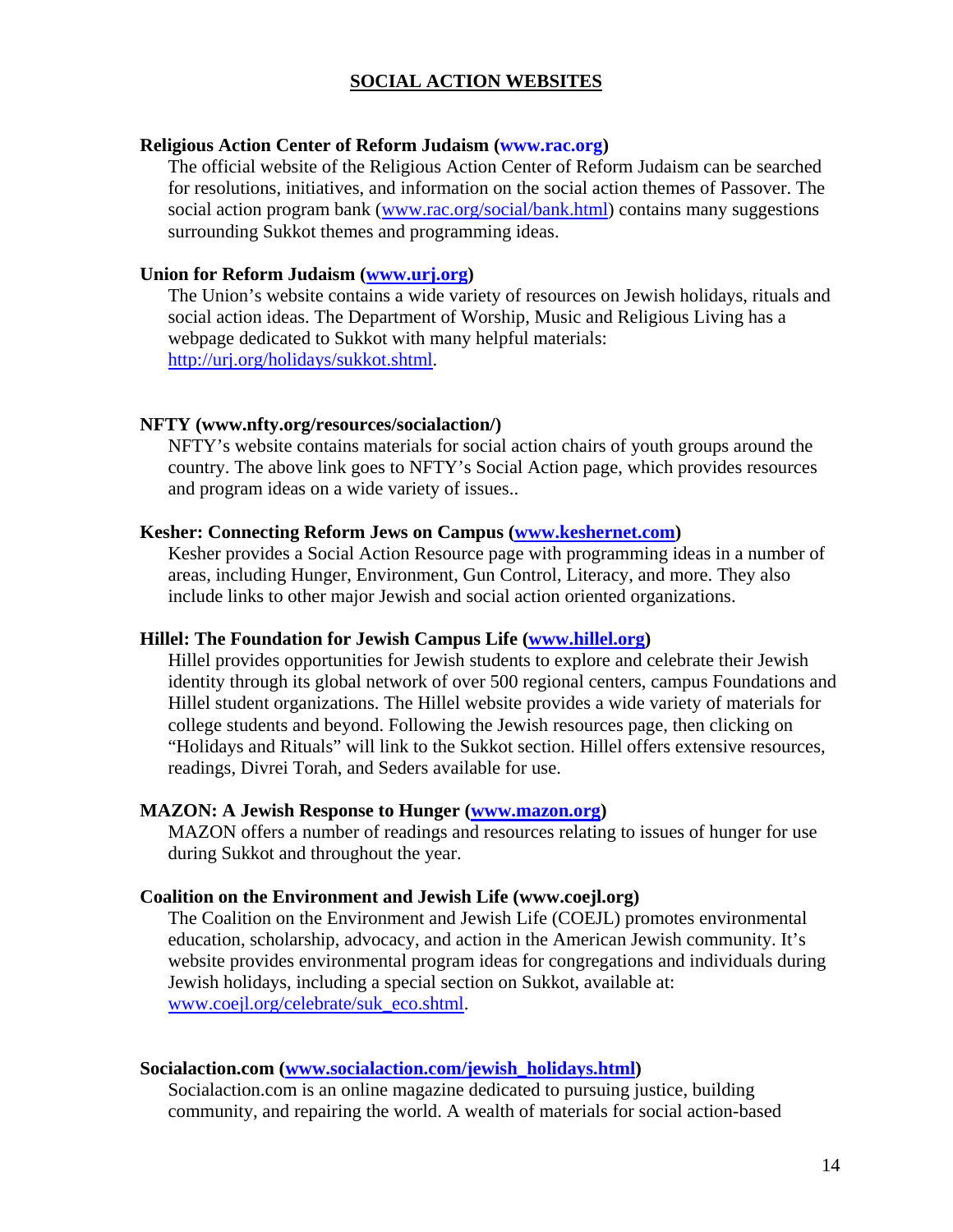## SOCIAL ACTION WEBSITES

**Religious Action Center of Reform Judaism (www.rac.org)**

The official website of the Religious Action Center of Reform Judaism can be searched for resolutions, initiatives, and information on the social action themes of Passover. The social action program bank (www.rac.org/social/bank.html) contains many suggestions surrounding Sukkot themes and programming ideas.

**Union for Reform Judaism (www.urj.org)**

The Union's website contains a wide variety of resources on Jewish holidays, rituals and social action ideas. The Department of Worship, Music and Religious Living has a webpage dedicated to Sukkot with many helpful materials: http://urj.org/holidays/sukkot.shtml.

**NFTY (www.nfty.org/resources/socialaction/)**

NFTY's website contains materials for social action chairs of youth groups around the country. The above link goes to NFTY's Social Action page, which provides resources and program ideas on a wide variety of issues..

**Kesher: Connecting Reform Jews on Campus (www.keshernet.com)**

Kesher provides a Social Action Resource page with programming ideas in a number of areas, including Hunger, Environment, Gun Control, Literacy, and more. They also include links to other major Jewish and social action oriented organizations.

**Hillel: The Foundation for Jewish Campus Life (www.hillel.org)**

Hillel provides opportunities for Jewish students to explore and celebrate their Jewish identity through its global network of over 500 regional centers, campus Foundations and Hillel student organizations. The Hillel website provides a wide variety of materials for college students and beyond. Following the Jewish resources page, then clicking on "Holidays and Rituals" will link to the Sukkot section. Hillel offers extensive resources, readings, Divrei Torah, and Seders available for use.

**MAZON: A Jewish Response to Hunger (www.mazon.org)**

MAZON offers a number of readings and resources relating to issues of hunger for use during Sukkot and throughout the year.

**Coalition on the Environment and Jewish Life (www.coejl.org)**

The Coalition on the Environment and Jewish Life (COEJL) promotes environmental education, scholarship, advocacy, and action in the American Jewish community. It's website provides environmental program ideas for congregations and individuals during Jewish holidays, including a special section on Sukkot, available at: www.coejl.org/celebrate/suk_eco.shtml.

**Socialaction.com (www.socialaction.com/jewish_holidays.html)**

Socialaction.com is an online magazine dedicated to pursuing justice, building community, and repairing the world. A wealth of materials for social action-based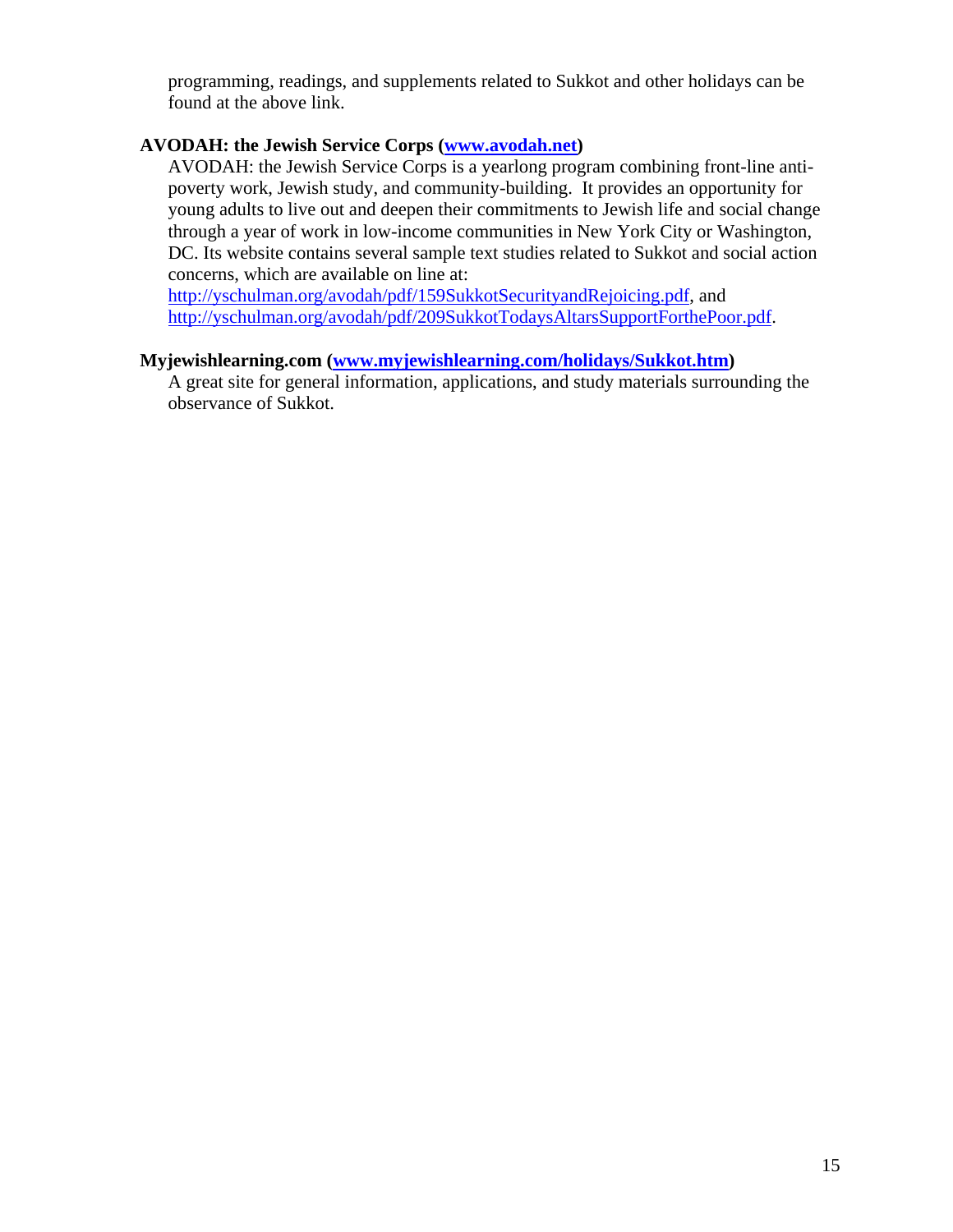programming, readings, and supplements related to Sukkot and other holidays can be found at the above link.

**AVODAH: the Jewish Service Corps ([www.avodah.net](http://www.avodah.net))**

AVODAH: the Jewish Service Corps is a yearlong program combining front-line anti-poverty work, Jewish study, and community-building. It provides an opportunity for young adults to live out and deepen their commitments to Jewish life and social change through a year of work in low-income communities in New York City or Washington, DC. Its website contains several sample text studies related to Sukkot and social action concerns, which are available on line at: [http://yschulman.org/avodah/pdf/159SukkotSecurityandRejoicing.pdf](http://yschulman.org/avodah/pdf/159SukkotSecurityandRejoicing.pdf), and [http://yschulman.org/avodah/pdf/209SukkotTodaysAltarsSupportForthePoor.pdf](http://yschulman.org/avodah/pdf/209SukkotTodaysAltarsSupportForthePoor.pdf).

**Myjewishlearning.com ([www.myjewishlearning.com/holidays/Sukkot.htm](http://www.myjewishlearning.com/holidays/Sukkot.htm))**

A great site for general information, applications, and study materials surrounding the observance of Sukkot.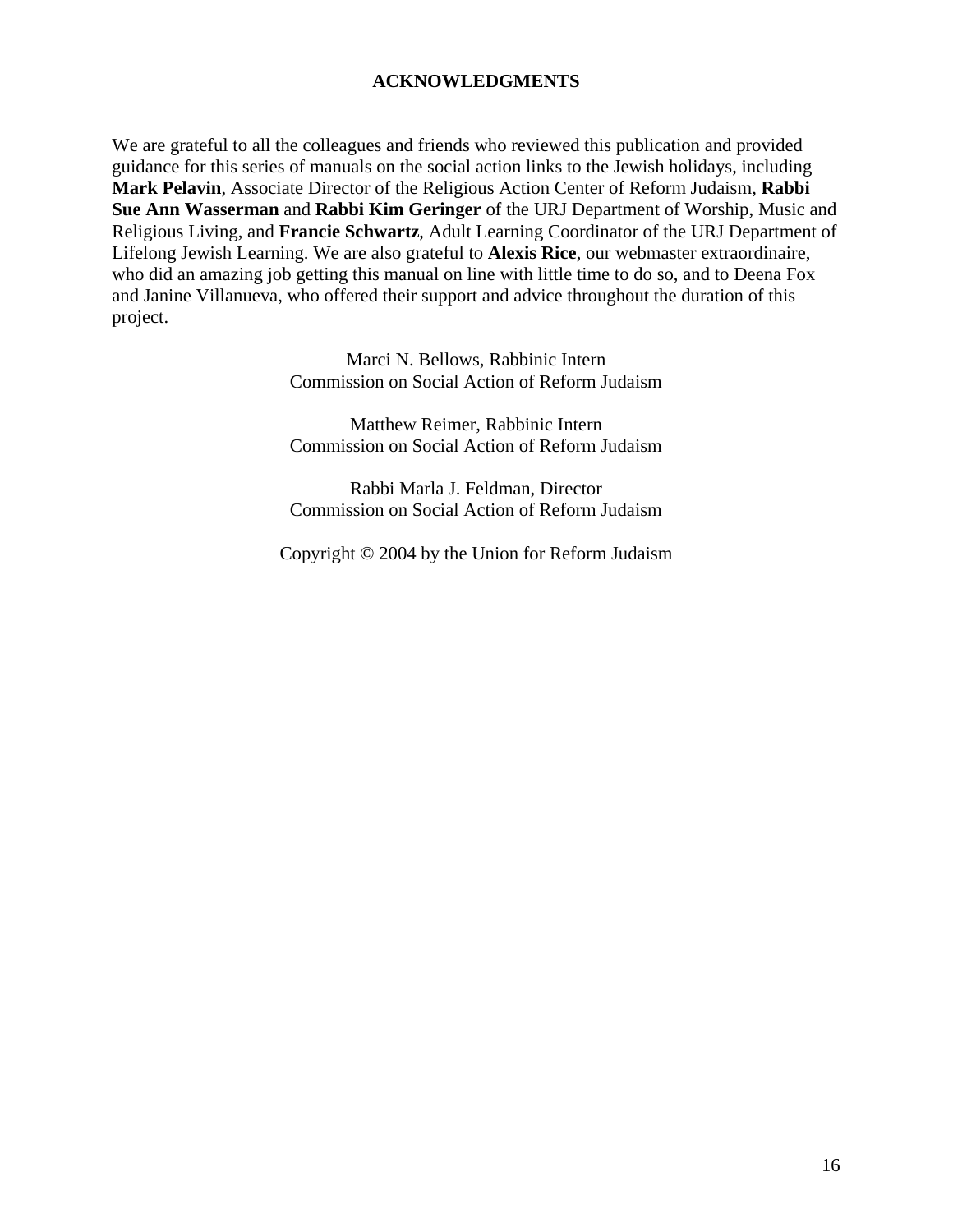## ACKNOWLEDGMENTS

We are grateful to all the colleagues and friends who reviewed this publication and provided guidance for this series of manuals on the social action links to the Jewish holidays, including **Mark Pelavin**, Associate Director of the Religious Action Center of Reform Judaism, **Rabbi Sue Ann Wasserman** and **Rabbi Kim Geringer** of the URJ Department of Worship, Music and Religious Living, and **Francie Schwartz**, Adult Learning Coordinator of the URJ Department of Lifelong Jewish Learning. We are also grateful to **Alexis Rice**, our webmaster extraordinaire, who did an amazing job getting this manual on line with little time to do so, and to Deena Fox and Janine Villanueva, who offered their support and advice throughout the duration of this project.

Marci N. Bellows, Rabbinic Intern
Commission on Social Action of Reform Judaism

Matthew Reimer, Rabbinic Intern
Commission on Social Action of Reform Judaism

Rabbi Marla J. Feldman, Director
Commission on Social Action of Reform Judaism

Copyright © 2004 by the Union for Reform Judaism